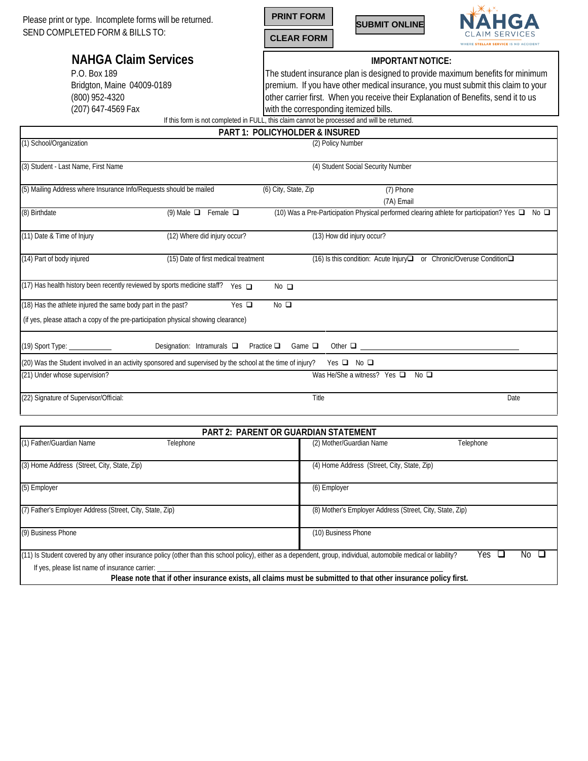Please print or type. Incomplete forms will be returned.
SEND COMPLETED FORM & BILLS TO:

PRINT FORM | SUBMIT ONLINE | CLEAR FORM

NAHGA CLAIM SERVICES
WHERE STELLAR SERVICE IS NO ACCIDENT

## NAHGA Claim Services

P.O. Box 189
Bridgton, Maine 04009-0189
(800) 952-4320
(207) 647-4569 Fax

**IMPORTANT NOTICE:**
The student insurance plan is designed to provide maximum benefits for minimum premium. If you have other medical insurance, you must submit this claim to your other carrier first. When you receive their Explanation of Benefits, send it to us with the corresponding itemized bills.

If this form is not completed in FULL, this claim cannot be processed and will be returned.

## PART 1: POLICYHOLDER & INSURED

(1) School/Organization | (2) Policy Number

(3) Student - Last Name, First Name | (4) Student Social Security Number

(5) Mailing Address where Insurance Info/Requests should be mailed | (6) City, State, Zip | (7) Phone | (7A) Email

(8) Birthdate | (9) Male ❑ Female ❑ | (10) Was a Pre-Participation Physical performed clearing athlete for participation? Yes ❑ No ❑

(11) Date & Time of Injury | (12) Where did injury occur? | (13) How did injury occur?

(14) Part of body injured | (15) Date of first medical treatment | (16) Is this condition: Acute Injury❑ or Chronic/Overuse Condition❑

(17) Has health history been recently reviewed by sports medicine staff? Yes ❑ No ❑

(18) Has the athlete injured the same body part in the past? Yes ❑ No ❑
(if yes, please attach a copy of the pre-participation physical showing clearance)

(19) Sport Type: ____________ Designation: Intramurals ❑ Practice ❑ Game ❑ Other ❑ ____________

(20) Was the Student involved in an activity sponsored and supervised by the school at the time of injury? Yes ❑ No ❑

(21) Under whose supervision? | Was He/She a witness? Yes ❑ No ❑

(22) Signature of Supervisor/Official: | Title | Date

## PART 2: PARENT OR GUARDIAN STATEMENT

(1) Father/Guardian Name | Telephone | (2) Mother/Guardian Name | Telephone

(3) Home Address (Street, City, State, Zip) | (4) Home Address (Street, City, State, Zip)

(5) Employer | (6) Employer

(7) Father's Employer Address (Street, City, State, Zip) | (8) Mother's Employer Address (Street, City, State, Zip)

(9) Business Phone | (10) Business Phone

(11) Is Student covered by any other insurance policy (other than this school policy), either as a dependent, group, individual, automobile medical or liability? Yes ❑ No ❑

If yes, please list name of insurance carrier: ____________

**Please note that if other insurance exists, all claims must be submitted to that other insurance policy first.**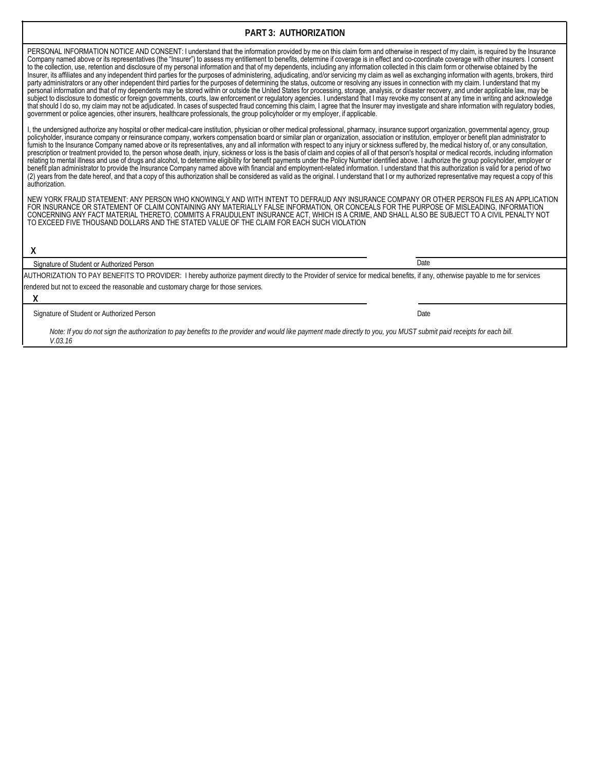## PART 3: AUTHORIZATION

PERSONAL INFORMATION NOTICE AND CONSENT: I understand that the information provided by me on this claim form and otherwise in respect of my claim, is required by the Insurance Company named above or its representatives (the "Insurer") to assess my entitlement to benefits, determine if coverage is in effect and co-coordinate coverage with other insurers. I consent to the collection, use, retention and disclosure of my personal information and that of my dependents, including any information collected in this claim form or otherwise obtained by the Insurer, its affiliates and any independent third parties for the purposes of administering, adjudicating, and/or servicing my claim as well as exchanging information with agents, brokers, third party administrators or any other independent third parties for the purposes of determining the status, outcome or resolving any issues in connection with my claim. I understand that my personal information and that of my dependents may be stored within or outside the United States for processing, storage, analysis, or disaster recovery, and under applicable law, may be subject to disclosure to domestic or foreign governments, courts, law enforcement or regulatory agencies. I understand that I may revoke my consent at any time in writing and acknowledge that should I do so, my claim may not be adjudicated. In cases of suspected fraud concerning this claim, I agree that the Insurer may investigate and share information with regulatory bodies, government or police agencies, other insurers, healthcare professionals, the group policyholder or my employer, if applicable.

I, the undersigned authorize any hospital or other medical-care institution, physician or other medical professional, pharmacy, insurance support organization, governmental agency, group policyholder, insurance company or reinsurance company, workers compensation board or similar plan or organization, association or institution, employer or benefit plan administrator to furnish to the Insurance Company named above or its representatives, any and all information with respect to any injury or sickness suffered by, the medical history of, or any consultation, prescription or treatment provided to, the person whose death, injury, sickness or loss is the basis of claim and copies of all of that person's hospital or medical records, including information relating to mental illness and use of drugs and alcohol, to determine eligibility for benefit payments under the Policy Number identified above. I authorize the group policyholder, employer or benefit plan administrator to provide the Insurance Company named above with financial and employment-related information. I understand that this authorization is valid for a period of two (2) years from the date hereof, and that a copy of this authorization shall be considered as valid as the original. I understand that I or my authorized representative may request a copy of this authorization.

NEW YORK FRAUD STATEMENT: ANY PERSON WHO KNOWINGLY AND WITH INTENT TO DEFRAUD ANY INSURANCE COMPANY OR OTHER PERSON FILES AN APPLICATION FOR INSURANCE OR STATEMENT OF CLAIM CONTAINING ANY MATERIALLY FALSE INFORMATION, OR CONCEALS FOR THE PURPOSE OF MISLEADING, INFORMATION CONCERNING ANY FACT MATERIAL THERETO, COMMITS A FRAUDULENT INSURANCE ACT, WHICH IS A CRIME, AND SHALL ALSO BE SUBJECT TO A CIVIL PENALTY NOT TO EXCEED FIVE THOUSAND DOLLARS AND THE STATED VALUE OF THE CLAIM FOR EACH SUCH VIOLATION

X

Signature of Student or Authorized Person | Date

AUTHORIZATION TO PAY BENEFITS TO PROVIDER: I hereby authorize payment directly to the Provider of service for medical benefits, if any, otherwise payable to me for services rendered but not to exceed the reasonable and customary charge for those services.

X

Signature of Student or Authorized Person | Date

*Note: If you do not sign the authorization to pay benefits to the provider and would like payment made directly to you, you MUST submit paid receipts for each bill.*

*V.03.16*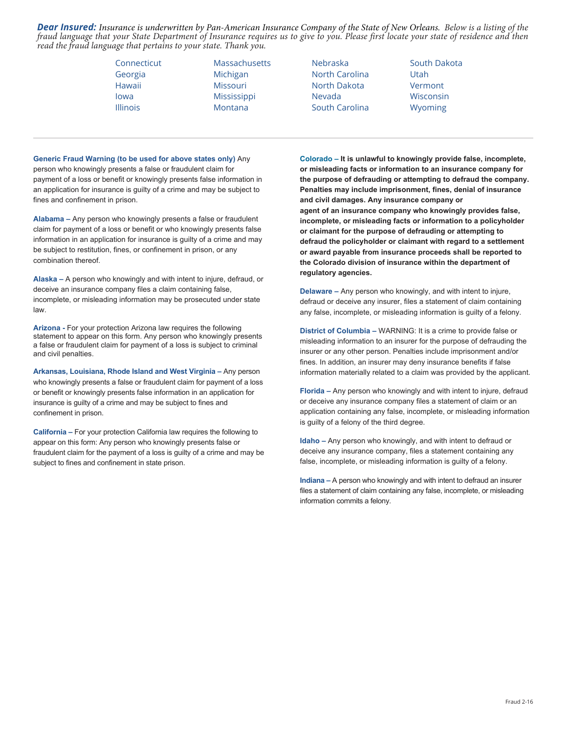***Dear Insured:*** *Insurance is underwritten by Pan-American Insurance Company of the State of New Orleans. Below is a listing of the fraud language that your State Department of Insurance requires us to give to you. Please first locate your state of residence and then read the fraud language that pertains to your state. Thank you.*

| | | | |
|---|---|---|---|
| Connecticut | Massachusetts | Nebraska | South Dakota |
| Georgia | Michigan | North Carolina | Utah |
| Hawaii | Missouri | North Dakota | Vermont |
| Iowa | Mississippi | Nevada | Wisconsin |
| Illinois | Montana | South Carolina | Wyoming |

---

**Generic Fraud Warning (to be used for above states only)** Any person who knowingly presents a false or fraudulent claim for payment of a loss or benefit or knowingly presents false information in an application for insurance is guilty of a crime and may be subject to fines and confinement in prison.

**Alabama –** Any person who knowingly presents a false or fraudulent claim for payment of a loss or benefit or who knowingly presents false information in an application for insurance is guilty of a crime and may be subject to restitution, fines, or confinement in prison, or any combination thereof.

**Alaska –** A person who knowingly and with intent to injure, defraud, or deceive an insurance company files a claim containing false, incomplete, or misleading information may be prosecuted under state law.

**Arizona -** For your protection Arizona law requires the following statement to appear on this form. Any person who knowingly presents a false or fraudulent claim for payment of a loss is subject to criminal and civil penalties.

**Arkansas, Louisiana, Rhode Island and West Virginia –** Any person who knowingly presents a false or fraudulent claim for payment of a loss or benefit or knowingly presents false information in an application for insurance is guilty of a crime and may be subject to fines and confinement in prison.

**California –** For your protection California law requires the following to appear on this form: Any person who knowingly presents false or fraudulent claim for the payment of a loss is guilty of a crime and may be subject to fines and confinement in state prison.

**Colorado – It is unlawful to knowingly provide false, incomplete, or misleading facts or information to an insurance company for the purpose of defrauding or attempting to defraud the company. Penalties may include imprisonment, fines, denial of insurance and civil damages. Any insurance company or agent of an insurance company who knowingly provides false, incomplete, or misleading facts or information to a policyholder or claimant for the purpose of defrauding or attempting to defraud the policyholder or claimant with regard to a settlement or award payable from insurance proceeds shall be reported to the Colorado division of insurance within the department of regulatory agencies.**

**Delaware –** Any person who knowingly, and with intent to injure, defraud or deceive any insurer, files a statement of claim containing any false, incomplete, or misleading information is guilty of a felony.

**District of Columbia –** WARNING: It is a crime to provide false or misleading information to an insurer for the purpose of defrauding the insurer or any other person. Penalties include imprisonment and/or fines. In addition, an insurer may deny insurance benefits if false information materially related to a claim was provided by the applicant.

**Florida –** Any person who knowingly and with intent to injure, defraud or deceive any insurance company files a statement of claim or an application containing any false, incomplete, or misleading information is guilty of a felony of the third degree.

**Idaho –** Any person who knowingly, and with intent to defraud or deceive any insurance company, files a statement containing any false, incomplete, or misleading information is guilty of a felony.

**Indiana –** A person who knowingly and with intent to defraud an insurer files a statement of claim containing any false, incomplete, or misleading information commits a felony.

Fraud 2-16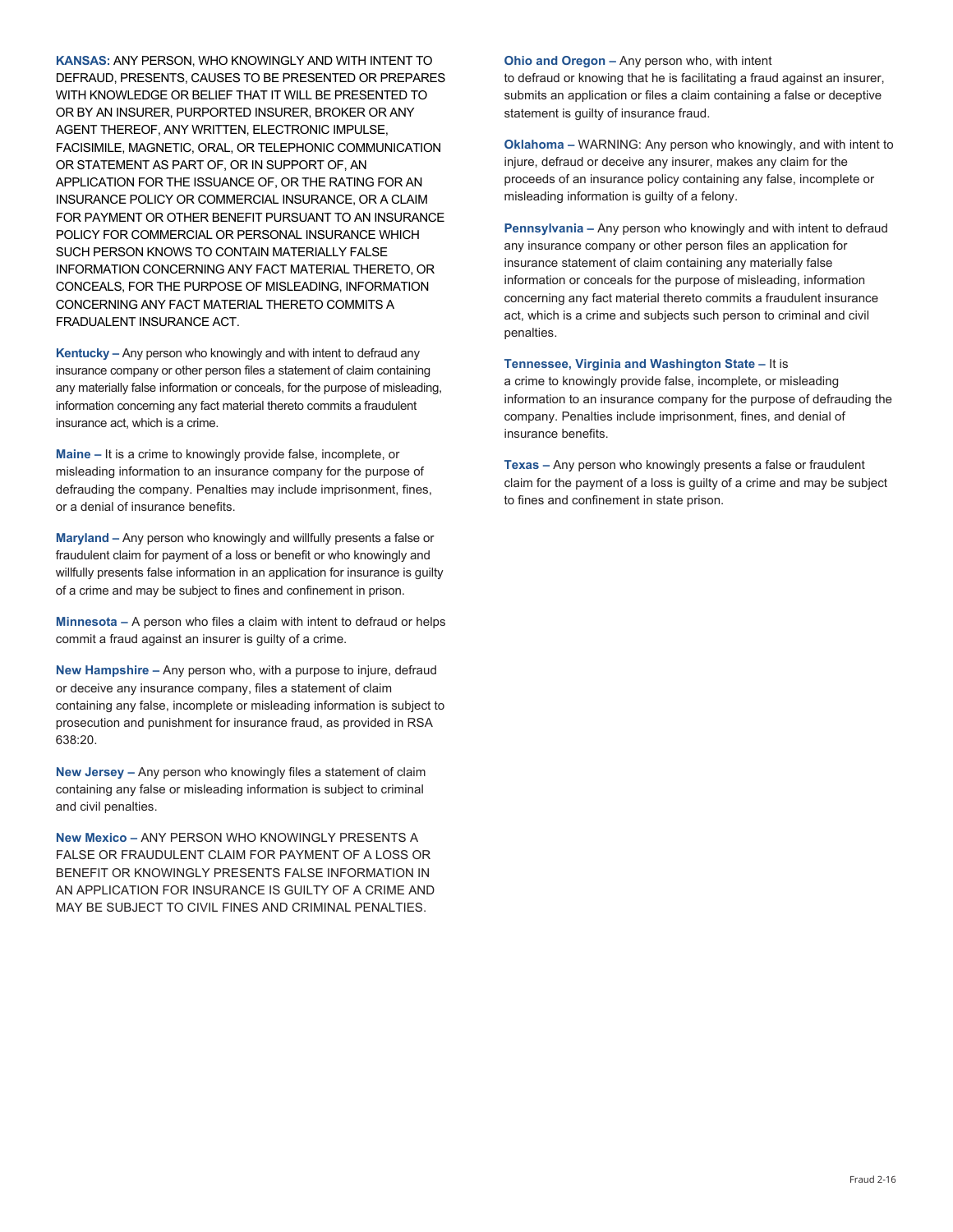**KANSAS:** ANY PERSON, WHO KNOWINGLY AND WITH INTENT TO DEFRAUD, PRESENTS, CAUSES TO BE PRESENTED OR PREPARES WITH KNOWLEDGE OR BELIEF THAT IT WILL BE PRESENTED TO OR BY AN INSURER, PURPORTED INSURER, BROKER OR ANY AGENT THEREOF, ANY WRITTEN, ELECTRONIC IMPULSE, FACISIMILE, MAGNETIC, ORAL, OR TELEPHONIC COMMUNICATION OR STATEMENT AS PART OF, OR IN SUPPORT OF, AN APPLICATION FOR THE ISSUANCE OF, OR THE RATING FOR AN INSURANCE POLICY OR COMMERCIAL INSURANCE, OR A CLAIM FOR PAYMENT OR OTHER BENEFIT PURSUANT TO AN INSURANCE POLICY FOR COMMERCIAL OR PERSONAL INSURANCE WHICH SUCH PERSON KNOWS TO CONTAIN MATERIALLY FALSE INFORMATION CONCERNING ANY FACT MATERIAL THERETO, OR CONCEALS, FOR THE PURPOSE OF MISLEADING, INFORMATION CONCERNING ANY FACT MATERIAL THERETO COMMITS A FRADUALENT INSURANCE ACT.

**Kentucky –** Any person who knowingly and with intent to defraud any insurance company or other person files a statement of claim containing any materially false information or conceals, for the purpose of misleading, information concerning any fact material thereto commits a fraudulent insurance act, which is a crime.

**Maine –** It is a crime to knowingly provide false, incomplete, or misleading information to an insurance company for the purpose of defrauding the company. Penalties may include imprisonment, fines, or a denial of insurance benefits.

**Maryland –** Any person who knowingly and willfully presents a false or fraudulent claim for payment of a loss or benefit or who knowingly and willfully presents false information in an application for insurance is guilty of a crime and may be subject to fines and confinement in prison.

**Minnesota –** A person who files a claim with intent to defraud or helps commit a fraud against an insurer is guilty of a crime.

**New Hampshire –** Any person who, with a purpose to injure, defraud or deceive any insurance company, files a statement of claim containing any false, incomplete or misleading information is subject to prosecution and punishment for insurance fraud, as provided in RSA 638:20.

**New Jersey –** Any person who knowingly files a statement of claim containing any false or misleading information is subject to criminal and civil penalties.

**New Mexico –** ANY PERSON WHO KNOWINGLY PRESENTS A FALSE OR FRAUDULENT CLAIM FOR PAYMENT OF A LOSS OR BENEFIT OR KNOWINGLY PRESENTS FALSE INFORMATION IN AN APPLICATION FOR INSURANCE IS GUILTY OF A CRIME AND MAY BE SUBJECT TO CIVIL FINES AND CRIMINAL PENALTIES.

**Ohio and Oregon –** Any person who, with intent to defraud or knowing that he is facilitating a fraud against an insurer, submits an application or files a claim containing a false or deceptive statement is guilty of insurance fraud.

**Oklahoma –** WARNING: Any person who knowingly, and with intent to injure, defraud or deceive any insurer, makes any claim for the proceeds of an insurance policy containing any false, incomplete or misleading information is guilty of a felony.

**Pennsylvania –** Any person who knowingly and with intent to defraud any insurance company or other person files an application for insurance statement of claim containing any materially false information or conceals for the purpose of misleading, information concerning any fact material thereto commits a fraudulent insurance act, which is a crime and subjects such person to criminal and civil penalties.

**Tennessee, Virginia and Washington State –** It is a crime to knowingly provide false, incomplete, or misleading information to an insurance company for the purpose of defrauding the company. Penalties include imprisonment, fines, and denial of insurance benefits.

**Texas –** Any person who knowingly presents a false or fraudulent claim for the payment of a loss is guilty of a crime and may be subject to fines and confinement in state prison.

Fraud 2-16